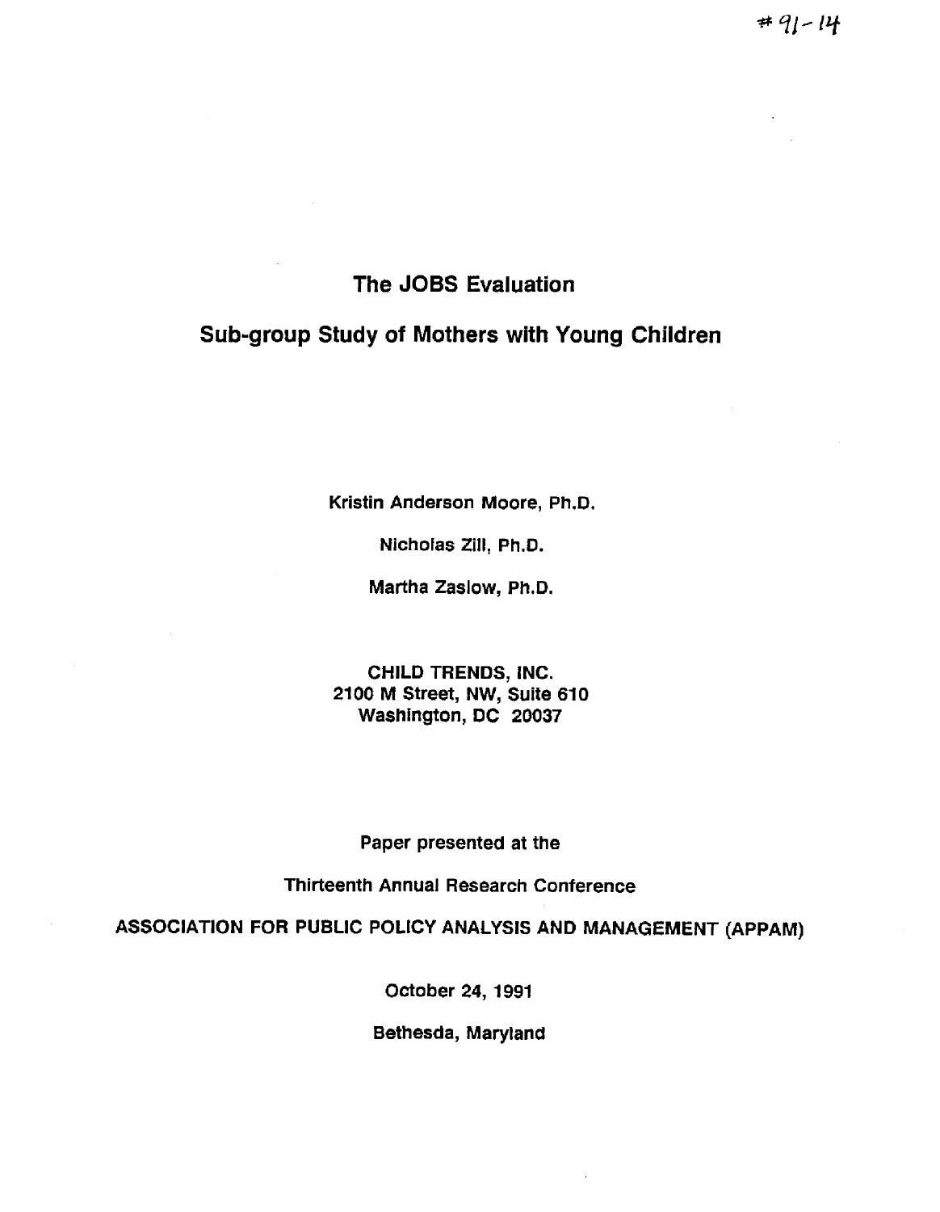#91-14

# The JOBS Evaluation

## Sub-group Study of Mothers with Young Children

Kristin Anderson Moore, Ph.D.

Nicholas Zill, Ph.D.

Martha Zaslow, Ph.D.

CHILD TRENDS, INC.
2100 M Street, NW, Suite 610
Washington, DC 20037

Paper presented at the

Thirteenth Annual Research Conference

ASSOCIATION FOR PUBLIC POLICY ANALYSIS AND MANAGEMENT (APPAM)

October 24, 1991

Bethesda, Maryland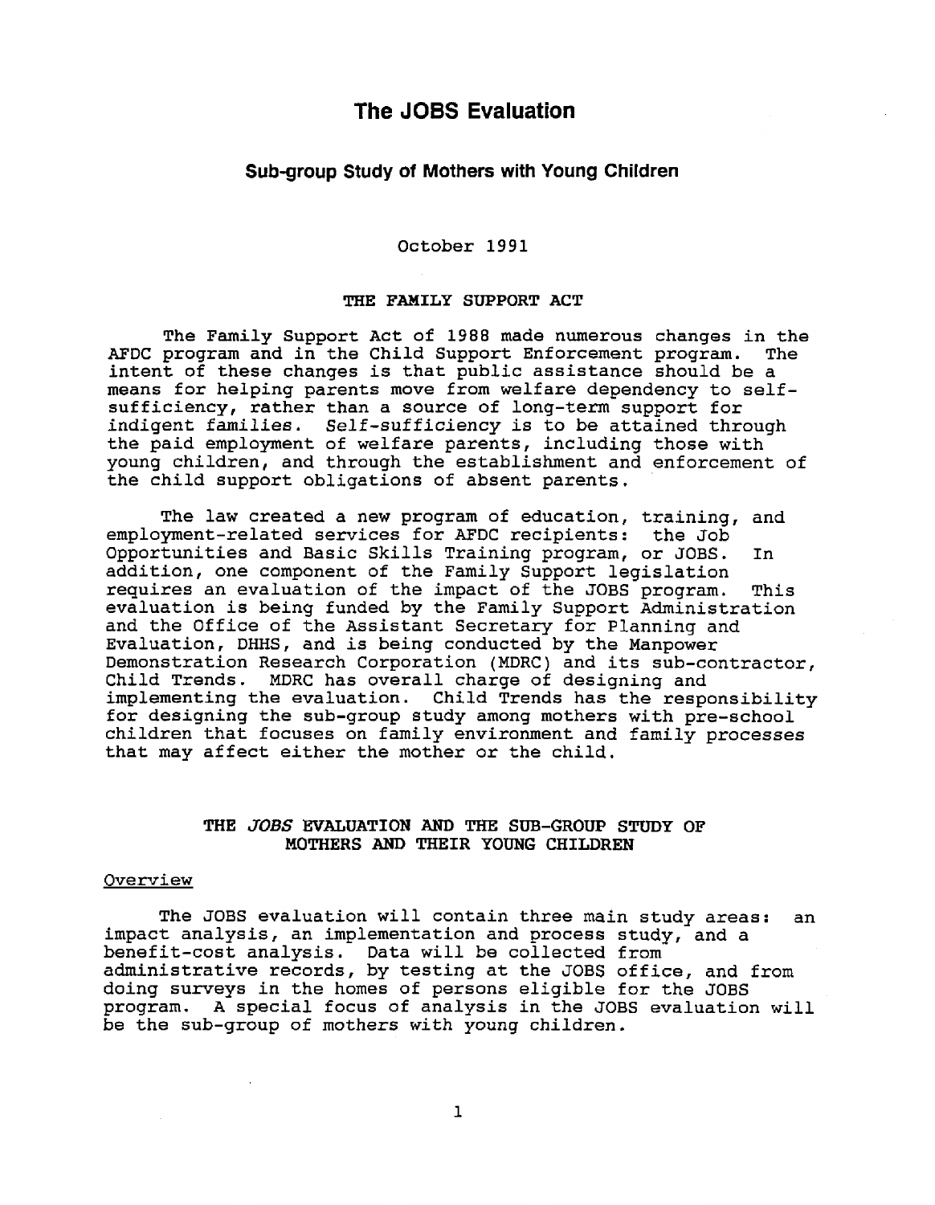# The JOBS Evaluation

## Sub-group Study of Mothers with Young Children

October 1991

### THE FAMILY SUPPORT ACT

The Family Support Act of 1988 made numerous changes in the AFDC program and in the Child Support Enforcement program. The intent of these changes is that public assistance should be a means for helping parents move from welfare dependency to self-sufficiency, rather than a source of long-term support for indigent families. Self-sufficiency is to be attained through the paid employment of welfare parents, including those with young children, and through the establishment and enforcement of the child support obligations of absent parents.

The law created a new program of education, training, and employment-related services for AFDC recipients: the Job Opportunities and Basic Skills Training program, or JOBS. In addition, one component of the Family Support legislation requires an evaluation of the impact of the JOBS program. This evaluation is being funded by the Family Support Administration and the Office of the Assistant Secretary for Planning and Evaluation, DHHS, and is being conducted by the Manpower Demonstration Research Corporation (MDRC) and its sub-contractor, Child Trends. MDRC has overall charge of designing and implementing the evaluation. Child Trends has the responsibility for designing the sub-group study among mothers with pre-school children that focuses on family environment and family processes that may affect either the mother or the child.

### THE *JOBS* EVALUATION AND THE SUB-GROUP STUDY OF MOTHERS AND THEIR YOUNG CHILDREN

Overview

The JOBS evaluation will contain three main study areas: an impact analysis, an implementation and process study, and a benefit-cost analysis. Data will be collected from administrative records, by testing at the JOBS office, and from doing surveys in the homes of persons eligible for the JOBS program. A special focus of analysis in the JOBS evaluation will be the sub-group of mothers with young children.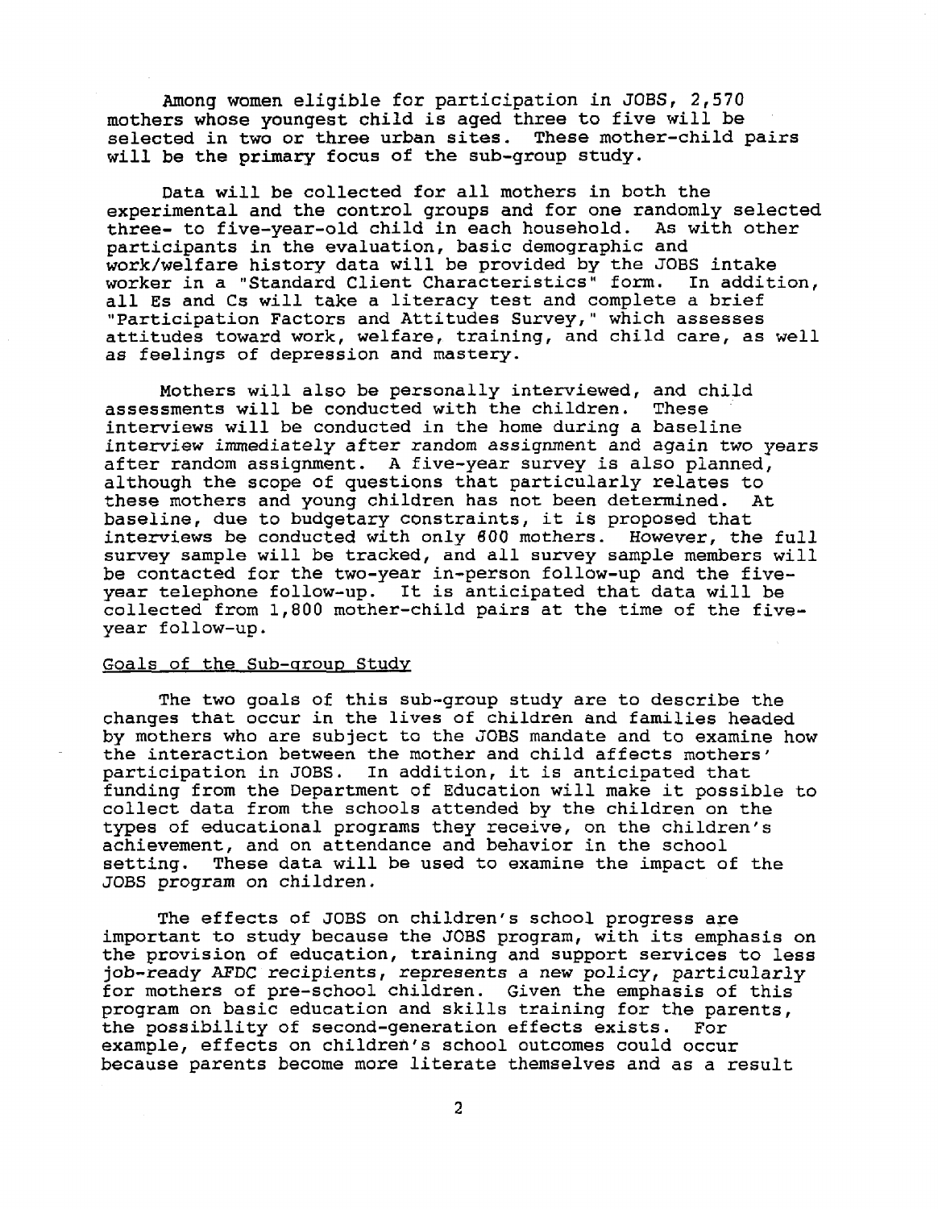Among women eligible for participation in JOBS, 2,570 mothers whose youngest child is aged three to five will be selected in two or three urban sites. These mother-child pairs will be the primary focus of the sub-group study.

Data will be collected for all mothers in both the experimental and the control groups and for one randomly selected three- to five-year-old child in each household. As with other participants in the evaluation, basic demographic and work/welfare history data will be provided by the JOBS intake worker in a "Standard Client Characteristics" form. In addition, all Es and Cs will take a literacy test and complete a brief "Participation Factors and Attitudes Survey," which assesses attitudes toward work, welfare, training, and child care, as well as feelings of depression and mastery.

Mothers will also be personally interviewed, and child assessments will be conducted with the children. These interviews will be conducted in the home during a baseline interview immediately after random assignment and again two years after random assignment. A five-year survey is also planned, although the scope of questions that particularly relates to these mothers and young children has not been determined. At baseline, due to budgetary constraints, it is proposed that interviews be conducted with only 600 mothers. However, the full survey sample will be tracked, and all survey sample members will be contacted for the two-year in-person follow-up and the five-year telephone follow-up. It is anticipated that data will be collected from 1,800 mother-child pairs at the time of the five-year follow-up.

## Goals of the Sub-group Study

The two goals of this sub-group study are to describe the changes that occur in the lives of children and families headed by mothers who are subject to the JOBS mandate and to examine how the interaction between the mother and child affects mothers' participation in JOBS. In addition, it is anticipated that funding from the Department of Education will make it possible to collect data from the schools attended by the children on the types of educational programs they receive, on the children's achievement, and on attendance and behavior in the school setting. These data will be used to examine the impact of the JOBS program on children.

The effects of JOBS on children's school progress are important to study because the JOBS program, with its emphasis on the provision of education, training and support services to less job-ready AFDC recipients, represents a new policy, particularly for mothers of pre-school children. Given the emphasis of this program on basic education and skills training for the parents, the possibility of second-generation effects exists. For example, effects on children's school outcomes could occur because parents become more literate themselves and as a result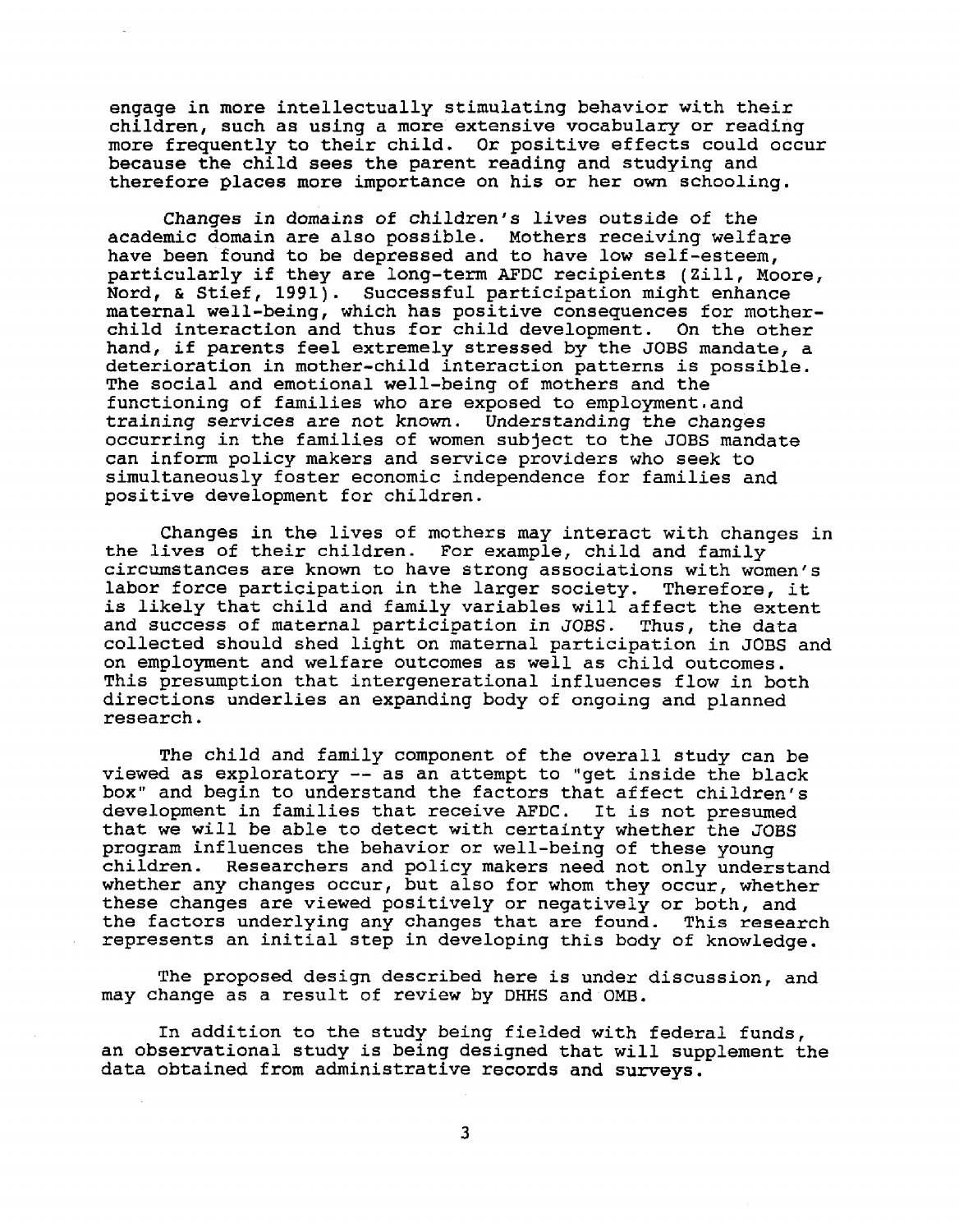engage in more intellectually stimulating behavior with their children, such as using a more extensive vocabulary or reading more frequently to their child. Or positive effects could occur because the child sees the parent reading and studying and therefore places more importance on his or her own schooling.

Changes in domains of children's lives outside of the academic domain are also possible. Mothers receiving welfare have been found to be depressed and to have low self-esteem, particularly if they are long-term AFDC recipients (Zill, Moore, Nord, & Stief, 1991). Successful participation might enhance maternal well-being, which has positive consequences for mother-child interaction and thus for child development. On the other hand, if parents feel extremely stressed by the JOBS mandate, a deterioration in mother-child interaction patterns is possible. The social and emotional well-being of mothers and the functioning of families who are exposed to employment and training services are not known. Understanding the changes occurring in the families of women subject to the JOBS mandate can inform policy makers and service providers who seek to simultaneously foster economic independence for families and positive development for children.

Changes in the lives of mothers may interact with changes in the lives of their children. For example, child and family circumstances are known to have strong associations with women's labor force participation in the larger society. Therefore, it is likely that child and family variables will affect the extent and success of maternal participation in JOBS. Thus, the data collected should shed light on maternal participation in JOBS and on employment and welfare outcomes as well as child outcomes. This presumption that intergenerational influences flow in both directions underlies an expanding body of ongoing and planned research.

The child and family component of the overall study can be viewed as exploratory -- as an attempt to "get inside the black box" and begin to understand the factors that affect children's development in families that receive AFDC. It is not presumed that we will be able to detect with certainty whether the JOBS program influences the behavior or well-being of these young children. Researchers and policy makers need not only understand whether any changes occur, but also for whom they occur, whether these changes are viewed positively or negatively or both, and the factors underlying any changes that are found. This research represents an initial step in developing this body of knowledge.

The proposed design described here is under discussion, and may change as a result of review by DHHS and OMB.

In addition to the study being fielded with federal funds, an observational study is being designed that will supplement the data obtained from administrative records and surveys.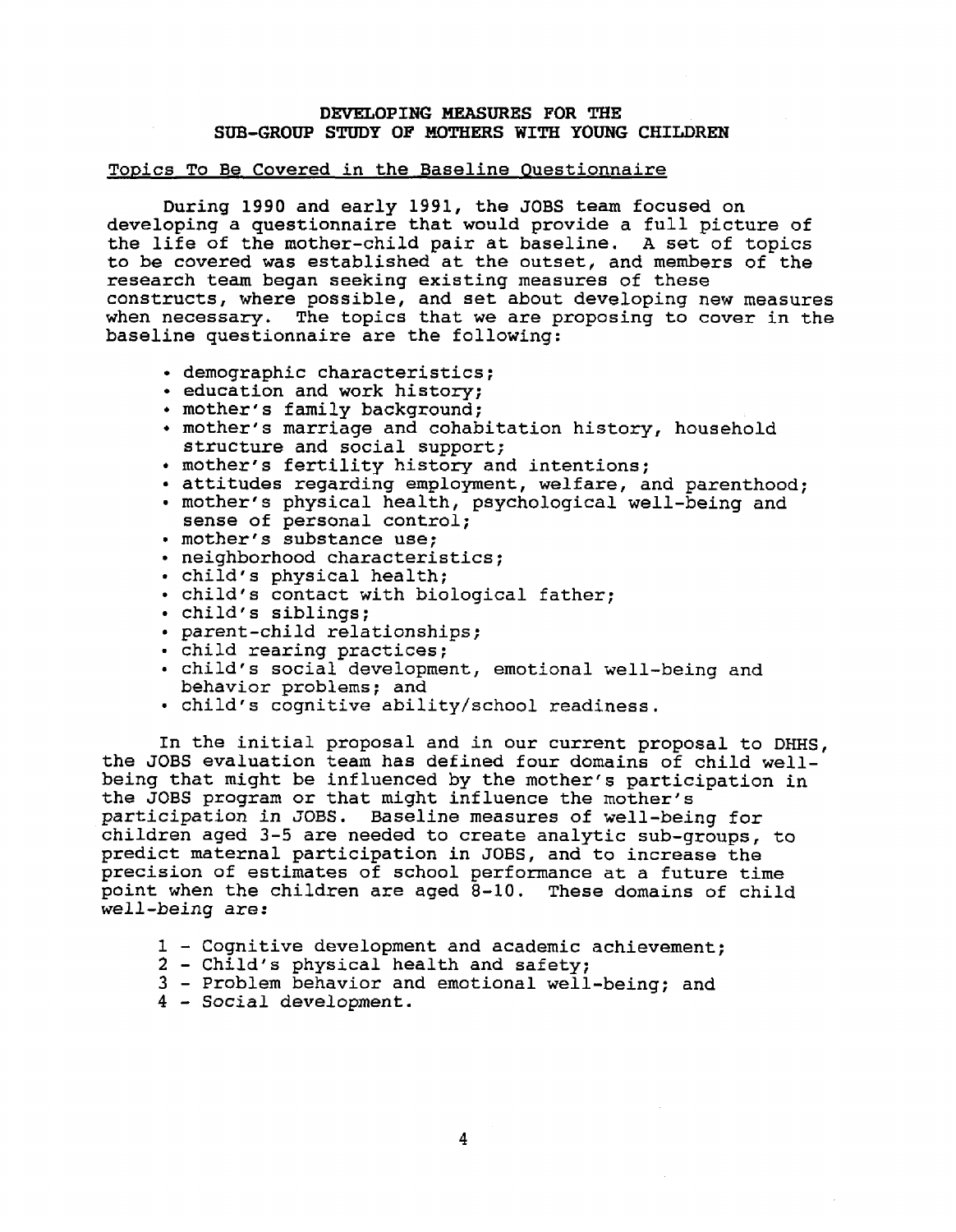# DEVELOPING MEASURES FOR THE SUB-GROUP STUDY OF MOTHERS WITH YOUNG CHILDREN

## Topics To Be Covered in the Baseline Questionnaire

During 1990 and early 1991, the JOBS team focused on developing a questionnaire that would provide a full picture of the life of the mother-child pair at baseline. A set of topics to be covered was established at the outset, and members of the research team began seeking existing measures of these constructs, where possible, and set about developing new measures when necessary. The topics that we are proposing to cover in the baseline questionnaire are the following:

- demographic characteristics;
- education and work history;
- mother's family background;
- mother's marriage and cohabitation history, household structure and social support;
- mother's fertility history and intentions;
- attitudes regarding employment, welfare, and parenthood;
- mother's physical health, psychological well-being and sense of personal control;
- mother's substance use;
- neighborhood characteristics;
- child's physical health;
- child's contact with biological father;
- child's siblings;
- parent-child relationships;
- child rearing practices;
- child's social development, emotional well-being and behavior problems; and
- child's cognitive ability/school readiness.

In the initial proposal and in our current proposal to DHHS, the JOBS evaluation team has defined four domains of child well-being that might be influenced by the mother's participation in the JOBS program or that might influence the mother's participation in JOBS. Baseline measures of well-being for children aged 3-5 are needed to create analytic sub-groups, to predict maternal participation in JOBS, and to increase the precision of estimates of school performance at a future time point when the children are aged 8-10. These domains of child well-being are:

1 - Cognitive development and academic achievement;
2 - Child's physical health and safety;
3 - Problem behavior and emotional well-being; and
4 - Social development.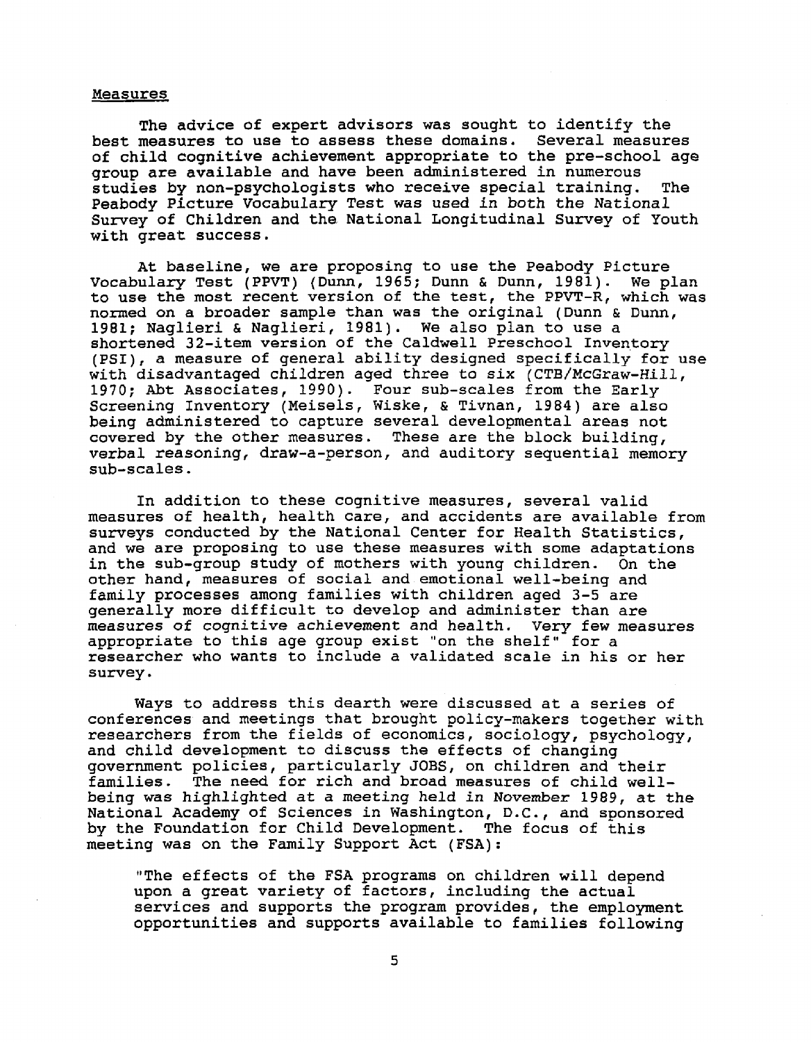Measures

The advice of expert advisors was sought to identify the best measures to use to assess these domains. Several measures of child cognitive achievement appropriate to the pre-school age group are available and have been administered in numerous studies by non-psychologists who receive special training. The Peabody Picture Vocabulary Test was used in both the National Survey of Children and the National Longitudinal Survey of Youth with great success.

At baseline, we are proposing to use the Peabody Picture Vocabulary Test (PPVT) (Dunn, 1965; Dunn & Dunn, 1981). We plan to use the most recent version of the test, the PPVT-R, which was normed on a broader sample than was the original (Dunn & Dunn, 1981; Naglieri & Naglieri, 1981). We also plan to use a shortened 32-item version of the Caldwell Preschool Inventory (PSI), a measure of general ability designed specifically for use with disadvantaged children aged three to six (CTB/McGraw-Hill, 1970; Abt Associates, 1990). Four sub-scales from the Early Screening Inventory (Meisels, Wiske, & Tivnan, 1984) are also being administered to capture several developmental areas not covered by the other measures. These are the block building, verbal reasoning, draw-a-person, and auditory sequential memory sub-scales.

In addition to these cognitive measures, several valid measures of health, health care, and accidents are available from surveys conducted by the National Center for Health Statistics, and we are proposing to use these measures with some adaptations in the sub-group study of mothers with young children. On the other hand, measures of social and emotional well-being and family processes among families with children aged 3-5 are generally more difficult to develop and administer than are measures of cognitive achievement and health. Very few measures appropriate to this age group exist "on the shelf" for a researcher who wants to include a validated scale in his or her survey.

Ways to address this dearth were discussed at a series of conferences and meetings that brought policy-makers together with researchers from the fields of economics, sociology, psychology, and child development to discuss the effects of changing government policies, particularly JOBS, on children and their families. The need for rich and broad measures of child well-being was highlighted at a meeting held in November 1989, at the National Academy of Sciences in Washington, D.C., and sponsored by the Foundation for Child Development. The focus of this meeting was on the Family Support Act (FSA):

> "The effects of the FSA programs on children will depend upon a great variety of factors, including the actual services and supports the program provides, the employment opportunities and supports available to families following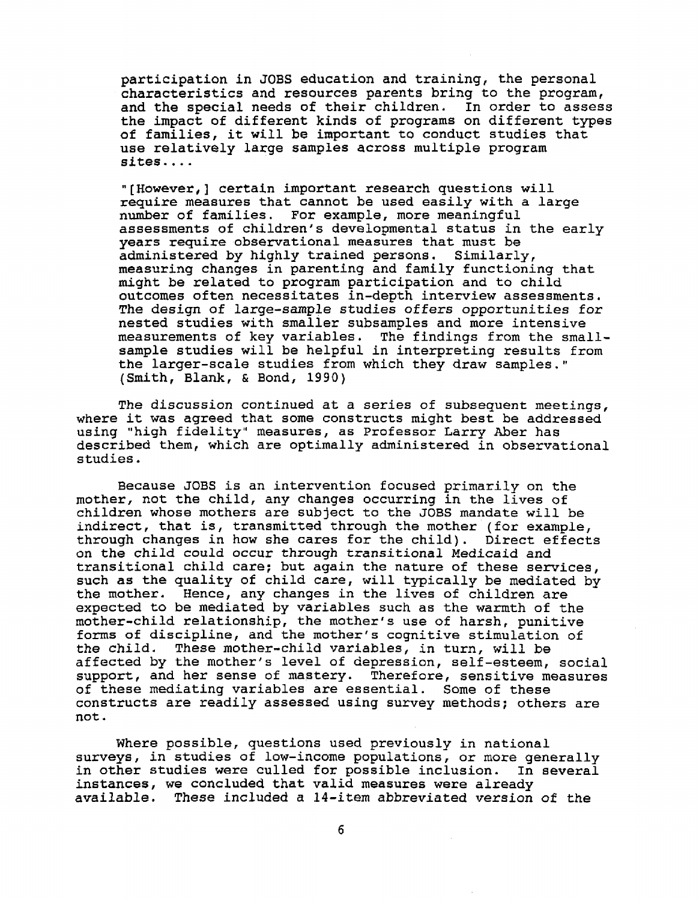participation in JOBS education and training, the personal characteristics and resources parents bring to the program, and the special needs of their children. In order to assess the impact of different kinds of programs on different types of families, it will be important to conduct studies that use relatively large samples across multiple program sites....

"[However,] certain important research questions will require measures that cannot be used easily with a large number of families. For example, more meaningful assessments of children's developmental status in the early years require observational measures that must be administered by highly trained persons. Similarly, measuring changes in parenting and family functioning that might be related to program participation and to child outcomes often necessitates in-depth interview assessments. The design of large-sample studies offers opportunities for nested studies with smaller subsamples and more intensive measurements of key variables. The findings from the small-sample studies will be helpful in interpreting results from the larger-scale studies from which they draw samples." (Smith, Blank, & Bond, 1990)

The discussion continued at a series of subsequent meetings, where it was agreed that some constructs might best be addressed using "high fidelity" measures, as Professor Larry Aber has described them, which are optimally administered in observational studies.

Because JOBS is an intervention focused primarily on the mother, not the child, any changes occurring in the lives of children whose mothers are subject to the JOBS mandate will be indirect, that is, transmitted through the mother (for example, through changes in how she cares for the child). Direct effects on the child could occur through transitional Medicaid and transitional child care; but again the nature of these services, such as the quality of child care, will typically be mediated by the mother. Hence, any changes in the lives of children are expected to be mediated by variables such as the warmth of the mother-child relationship, the mother's use of harsh, punitive forms of discipline, and the mother's cognitive stimulation of the child. These mother-child variables, in turn, will be affected by the mother's level of depression, self-esteem, social support, and her sense of mastery. Therefore, sensitive measures of these mediating variables are essential. Some of these constructs are readily assessed using survey methods; others are not.

Where possible, questions used previously in national surveys, in studies of low-income populations, or more generally in other studies were culled for possible inclusion. In several instances, we concluded that valid measures were already available. These included a 14-item abbreviated version of the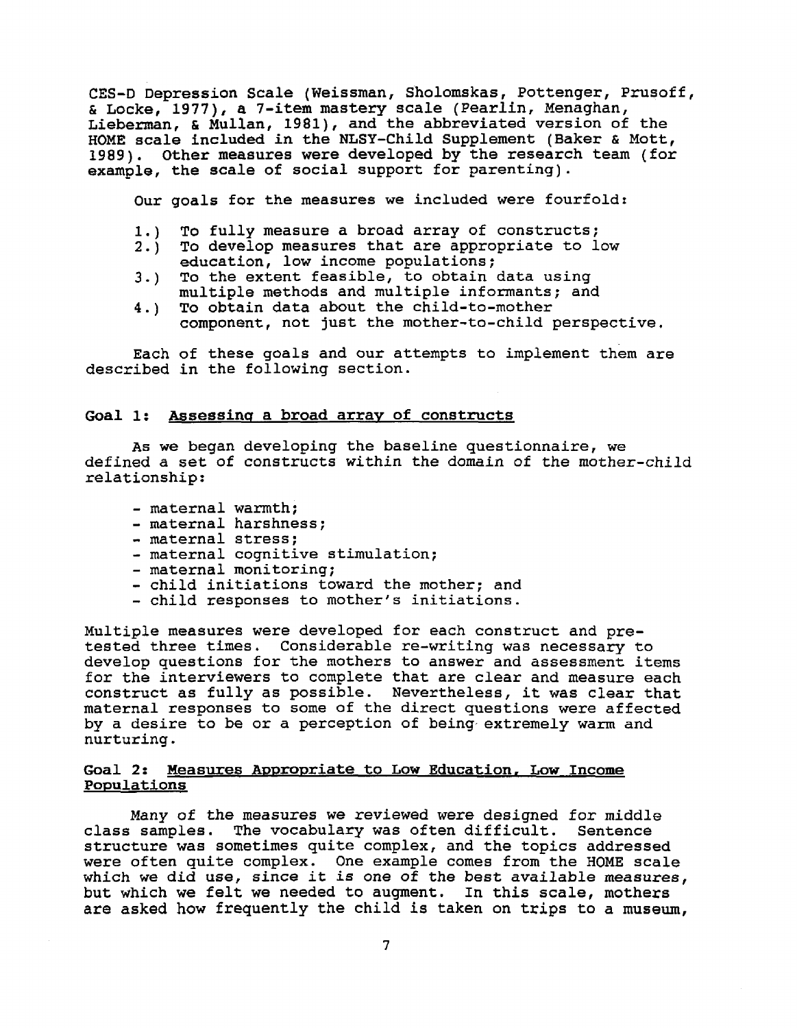CES-D Depression Scale (Weissman, Sholomskas, Pottenger, Prusoff, & Locke, 1977), a 7-item mastery scale (Pearlin, Menaghan, Lieberman, & Mullan, 1981), and the abbreviated version of the HOME scale included in the NLSY-Child Supplement (Baker & Mott, 1989). Other measures were developed by the research team (for example, the scale of social support for parenting).

Our goals for the measures we included were fourfold:

1.) To fully measure a broad array of constructs;
2.) To develop measures that are appropriate to low education, low income populations;
3.) To the extent feasible, to obtain data using multiple methods and multiple informants; and
4.) To obtain data about the child-to-mother component, not just the mother-to-child perspective.

Each of these goals and our attempts to implement them are described in the following section.

### Goal 1: Assessing a broad array of constructs

As we began developing the baseline questionnaire, we defined a set of constructs within the domain of the mother-child relationship:

- maternal warmth;
- maternal harshness;
- maternal stress;
- maternal cognitive stimulation;
- maternal monitoring;
- child initiations toward the mother; and
- child responses to mother's initiations.

Multiple measures were developed for each construct and pre-tested three times. Considerable re-writing was necessary to develop questions for the mothers to answer and assessment items for the interviewers to complete that are clear and measure each construct as fully as possible. Nevertheless, it was clear that maternal responses to some of the direct questions were affected by a desire to be or a perception of being extremely warm and nurturing.

### Goal 2: Measures Appropriate to Low Education, Low Income Populations

Many of the measures we reviewed were designed for middle class samples. The vocabulary was often difficult. Sentence structure was sometimes quite complex, and the topics addressed were often quite complex. One example comes from the HOME scale which we did use, since it is one of the best available measures, but which we felt we needed to augment. In this scale, mothers are asked how frequently the child is taken on trips to a museum,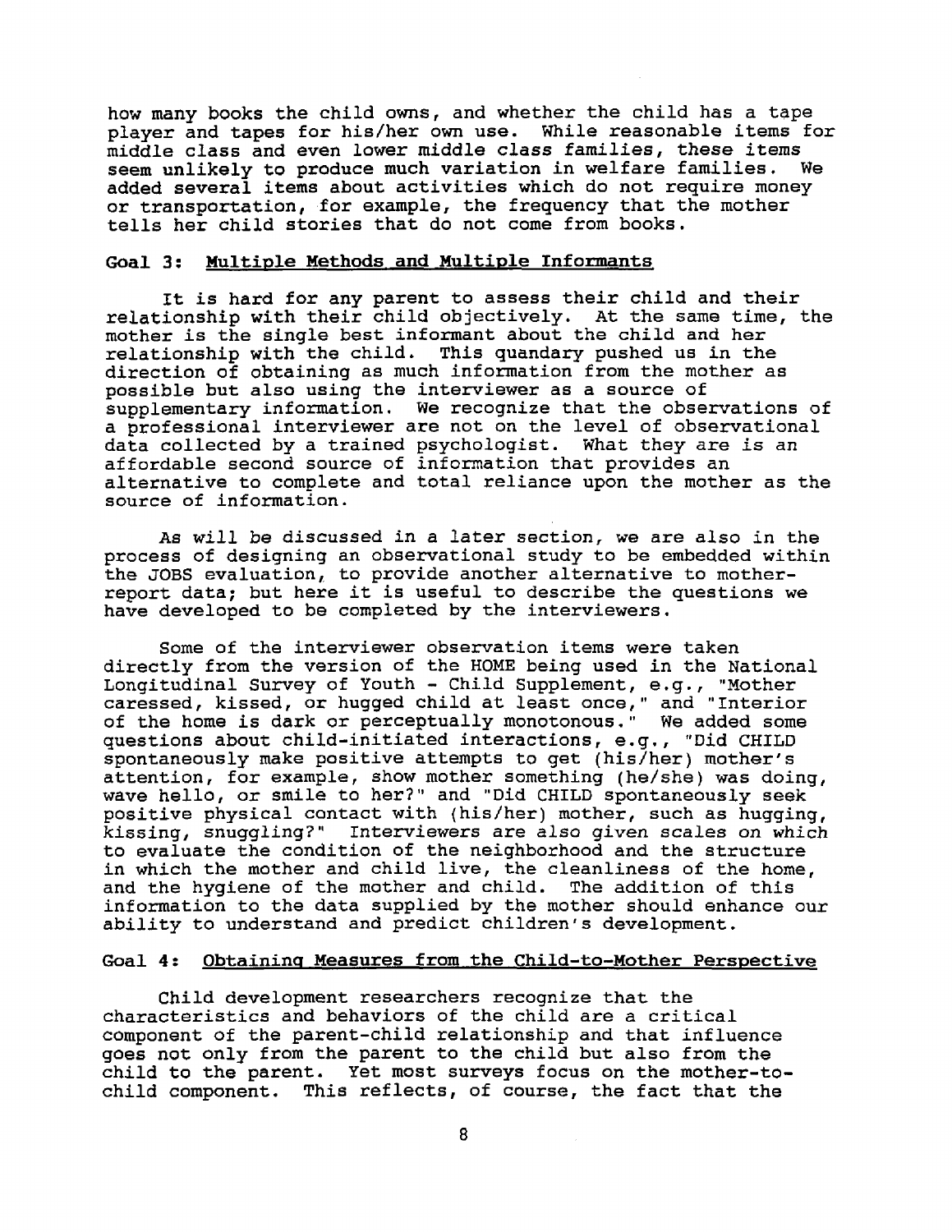how many books the child owns, and whether the child has a tape player and tapes for his/her own use. While reasonable items for middle class and even lower middle class families, these items seem unlikely to produce much variation in welfare families. We added several items about activities which do not require money or transportation, for example, the frequency that the mother tells her child stories that do not come from books.

### Goal 3: <u>Multiple Methods and Multiple Informants</u>

It is hard for any parent to assess their child and their relationship with their child objectively. At the same time, the mother is the single best informant about the child and her relationship with the child. This quandary pushed us in the direction of obtaining as much information from the mother as possible but also using the interviewer as a source of supplementary information. We recognize that the observations of a professional interviewer are not on the level of observational data collected by a trained psychologist. What they are is an affordable second source of information that provides an alternative to complete and total reliance upon the mother as the source of information.

As will be discussed in a later section, we are also in the process of designing an observational study to be embedded within the JOBS evaluation, to provide another alternative to mother-report data; but here it is useful to describe the questions we have developed to be completed by the interviewers.

Some of the interviewer observation items were taken directly from the version of the HOME being used in the National Longitudinal Survey of Youth - Child Supplement, e.g., "Mother caressed, kissed, or hugged child at least once," and "Interior of the home is dark or perceptually monotonous." We added some questions about child-initiated interactions, e.g., "Did CHILD spontaneously make positive attempts to get (his/her) mother's attention, for example, show mother something (he/she) was doing, wave hello, or smile to her?" and "Did CHILD spontaneously seek positive physical contact with (his/her) mother, such as hugging, kissing, snuggling?" Interviewers are also given scales on which to evaluate the condition of the neighborhood and the structure in which the mother and child live, the cleanliness of the home, and the hygiene of the mother and child. The addition of this information to the data supplied by the mother should enhance our ability to understand and predict children's development.

### Goal 4: <u>Obtaining Measures from the Child-to-Mother Perspective</u>

Child development researchers recognize that the characteristics and behaviors of the child are a critical component of the parent-child relationship and that influence goes not only from the parent to the child but also from the child to the parent. Yet most surveys focus on the mother-to-child component. This reflects, of course, the fact that the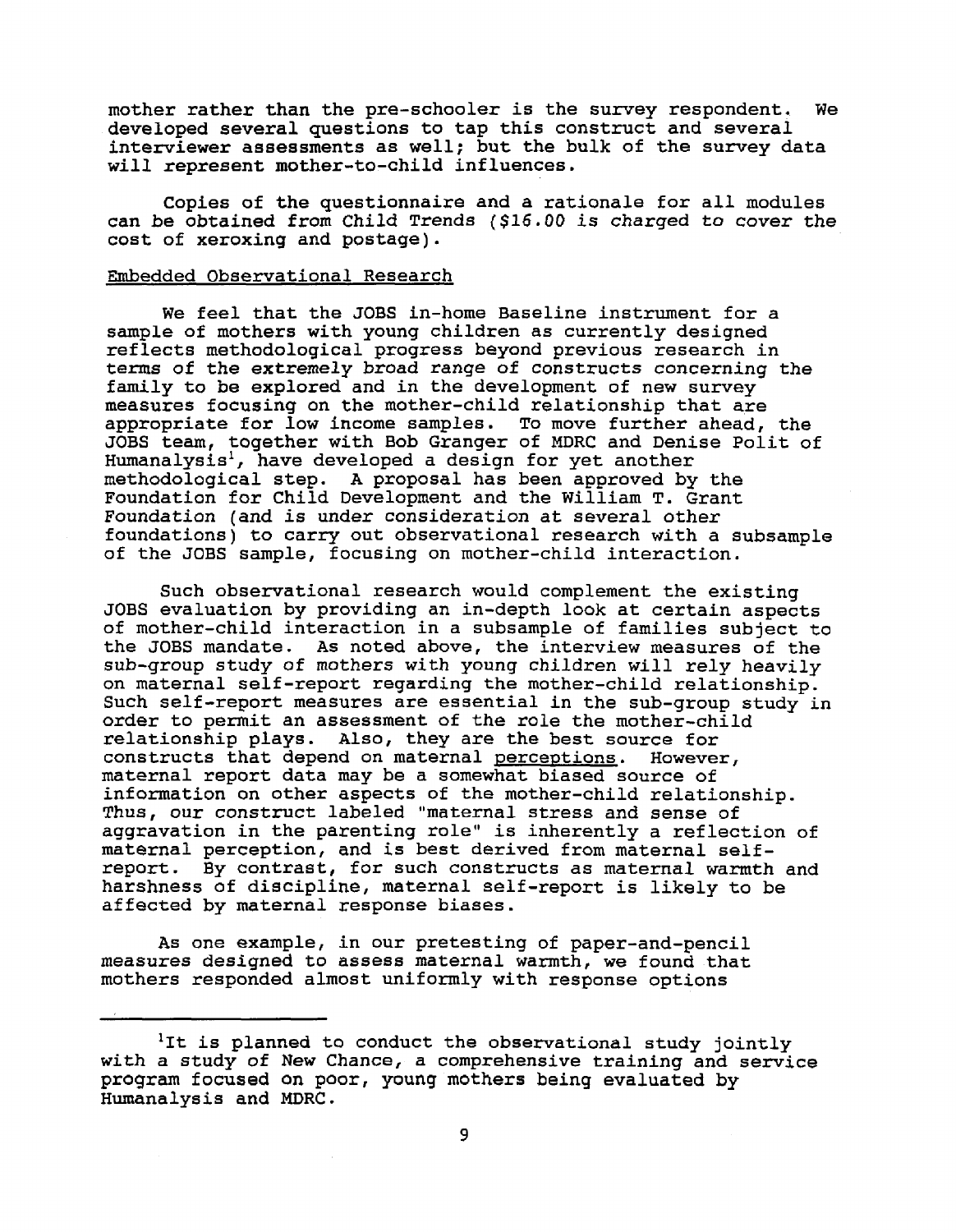mother rather than the pre-schooler is the survey respondent. We developed several questions to tap this construct and several interviewer assessments as well; but the bulk of the survey data will represent mother-to-child influences.

Copies of the questionnaire and a rationale for all modules can be obtained from Child Trends (*$16.00 is charged to cover the cost of xeroxing and postage*).

## Embedded Observational Research

We feel that the JOBS in-home Baseline instrument for a sample of mothers with young children as currently designed reflects methodological progress beyond previous research in terms of the extremely broad range of constructs concerning the family to be explored and in the development of new survey measures focusing on the mother-child relationship that are appropriate for low income samples. To move further ahead, the JOBS team, together with Bob Granger of MDRC and Denise Polit of Humanalysis[1], have developed a design for yet another methodological step. A proposal has been approved by the Foundation for Child Development and the William T. Grant Foundation (and is under consideration at several other foundations) to carry out observational research with a subsample of the JOBS sample, focusing on mother-child interaction.

Such observational research would complement the existing JOBS evaluation by providing an in-depth look at certain aspects of mother-child interaction in a subsample of families subject to the JOBS mandate. As noted above, the interview measures of the sub-group study of mothers with young children will rely heavily on maternal self-report regarding the mother-child relationship. Such self-report measures are essential in the sub-group study in order to permit an assessment of the role the mother-child relationship plays. Also, they are the best source for constructs that depend on maternal perceptions. However, maternal report data may be a somewhat biased source of information on other aspects of the mother-child relationship. Thus, our construct labeled "maternal stress and sense of aggravation in the parenting role" is inherently a reflection of maternal perception, and is best derived from maternal self-report. By contrast, for such constructs as maternal warmth and harshness of discipline, maternal self-report is likely to be affected by maternal response biases.

As one example, in our pretesting of paper-and-pencil measures designed to assess maternal warmth, we found that mothers responded almost uniformly with response options

---

[1] It is planned to conduct the observational study jointly with a study of New Chance, a comprehensive training and service program focused on poor, young mothers being evaluated by Humanalysis and MDRC.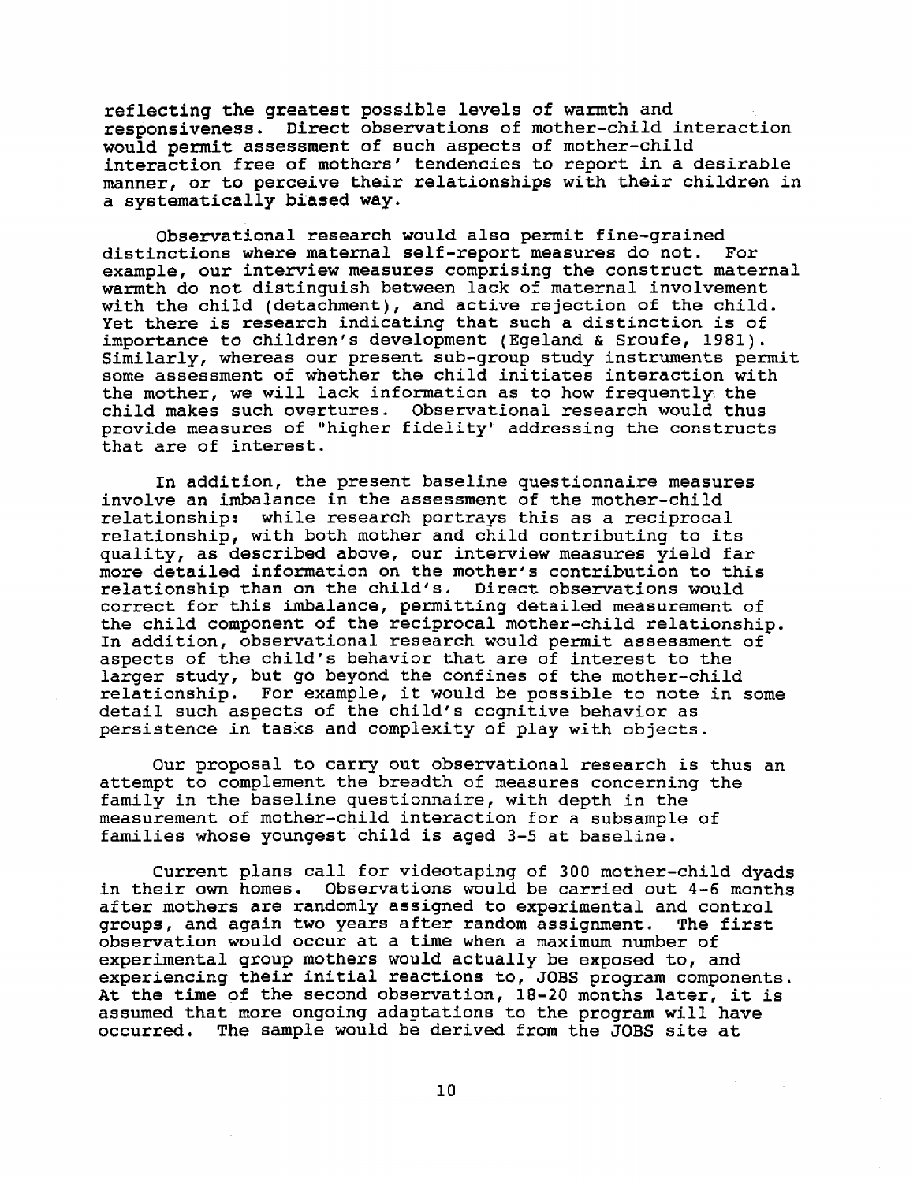reflecting the greatest possible levels of warmth and responsiveness. Direct observations of mother-child interaction would permit assessment of such aspects of mother-child interaction free of mothers' tendencies to report in a desirable manner, or to perceive their relationships with their children in a systematically biased way.

Observational research would also permit fine-grained distinctions where maternal self-report measures do not. For example, our interview measures comprising the construct maternal warmth do not distinguish between lack of maternal involvement with the child (detachment), and active rejection of the child. Yet there is research indicating that such a distinction is of importance to children's development (Egeland & Sroufe, 1981). Similarly, whereas our present sub-group study instruments permit some assessment of whether the child initiates interaction with the mother, we will lack information as to how frequently the child makes such overtures. Observational research would thus provide measures of "higher fidelity" addressing the constructs that are of interest.

In addition, the present baseline questionnaire measures involve an imbalance in the assessment of the mother-child relationship: while research portrays this as a reciprocal relationship, with both mother and child contributing to its quality, as described above, our interview measures yield far more detailed information on the mother's contribution to this relationship than on the child's. Direct observations would correct for this imbalance, permitting detailed measurement of the child component of the reciprocal mother-child relationship. In addition, observational research would permit assessment of aspects of the child's behavior that are of interest to the larger study, but go beyond the confines of the mother-child relationship. For example, it would be possible to note in some detail such aspects of the child's cognitive behavior as persistence in tasks and complexity of play with objects.

Our proposal to carry out observational research is thus an attempt to complement the breadth of measures concerning the family in the baseline questionnaire, with depth in the measurement of mother-child interaction for a subsample of families whose youngest child is aged 3-5 at baseline.

Current plans call for videotaping of 300 mother-child dyads in their own homes. Observations would be carried out 4-6 months after mothers are randomly assigned to experimental and control groups, and again two years after random assignment. The first observation would occur at a time when a maximum number of experimental group mothers would actually be exposed to, and experiencing their initial reactions to, JOBS program components. At the time of the second observation, 18-20 months later, it is assumed that more ongoing adaptations to the program will have occurred. The sample would be derived from the JOBS site at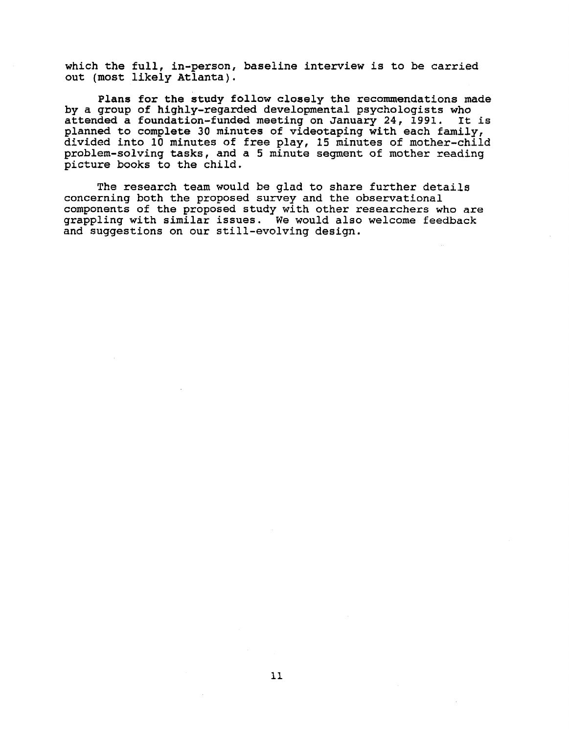which the full, in-person, baseline interview is to be carried out (most likely Atlanta).

Plans for the study follow closely the recommendations made by a group of highly-regarded developmental psychologists who attended a foundation-funded meeting on January 24, 1991. It is planned to complete 30 minutes of videotaping with each family, divided into 10 minutes of free play, 15 minutes of mother-child problem-solving tasks, and a 5 minute segment of mother reading picture books to the child.

The research team would be glad to share further details concerning both the proposed survey and the observational components of the proposed study with other researchers who are grappling with similar issues. We would also welcome feedback and suggestions on our still-evolving design.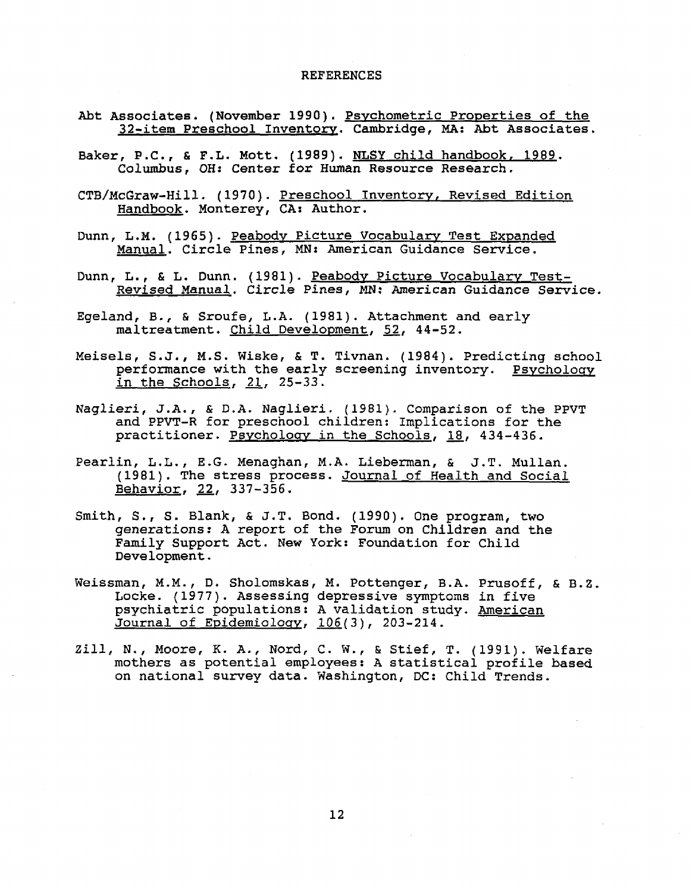# REFERENCES

Abt Associates. (November 1990). Psychometric Properties of the 32-item Preschool Inventory. Cambridge, MA: Abt Associates.

Baker, P.C., & F.L. Mott. (1989). NLSY child handbook, 1989. Columbus, OH: Center for Human Resource Research.

CTB/McGraw-Hill. (1970). Preschool Inventory, Revised Edition Handbook. Monterey, CA: Author.

Dunn, L.M. (1965). Peabody Picture Vocabulary Test Expanded Manual. Circle Pines, MN: American Guidance Service.

Dunn, L., & L. Dunn. (1981). Peabody Picture Vocabulary Test-Revised Manual. Circle Pines, MN: American Guidance Service.

Egeland, B., & Sroufe, L.A. (1981). Attachment and early maltreatment. Child Development, 52, 44-52.

Meisels, S.J., M.S. Wiske, & T. Tivnan. (1984). Predicting school performance with the early screening inventory. Psychology in the Schools, 21, 25-33.

Naglieri, J.A., & D.A. Naglieri. (1981). Comparison of the PPVT and PPVT-R for preschool children: Implications for the practitioner. Psychology in the Schools, 18, 434-436.

Pearlin, L.L., E.G. Menaghan, M.A. Lieberman, & J.T. Mullan. (1981). The stress process. Journal of Health and Social Behavior, 22, 337-356.

Smith, S., S. Blank, & J.T. Bond. (1990). One program, two generations: A report of the Forum on Children and the Family Support Act. New York: Foundation for Child Development.

Weissman, M.M., D. Sholomskas, M. Pottenger, B.A. Prusoff, & B.Z. Locke. (1977). Assessing depressive symptoms in five psychiatric populations: A validation study. American Journal of Epidemiology, 106(3), 203-214.

Zill, N., Moore, K. A., Nord, C. W., & Stief, T. (1991). Welfare mothers as potential employees: A statistical profile based on national survey data. Washington, DC: Child Trends.